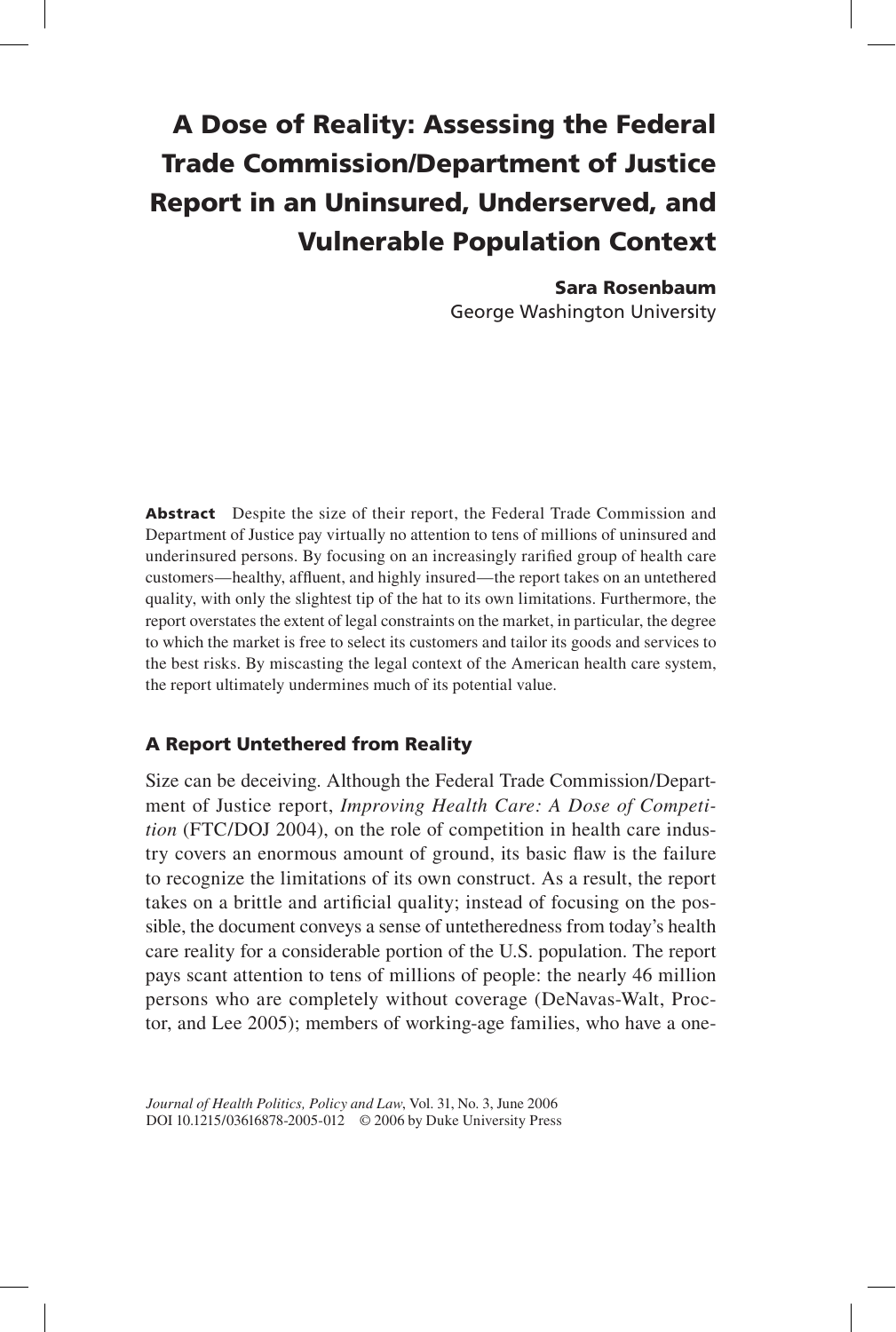# A Dose of Reality: Assessing the Federal Trade Commission/Department of Justice Report in an Uninsured, Underserved, and Vulnerable Population Context

**Sara Rosenbaum**
George Washington University

**Abstract** Despite the size of their report, the Federal Trade Commission and Department of Justice pay virtually no attention to tens of millions of uninsured and underinsured persons. By focusing on an increasingly rarified group of health care customers—healthy, affluent, and highly insured—the report takes on an untethered quality, with only the slightest tip of the hat to its own limitations. Furthermore, the report overstates the extent of legal constraints on the market, in particular, the degree to which the market is free to select its customers and tailor its goods and services to the best risks. By miscasting the legal context of the American health care system, the report ultimately undermines much of its potential value.

## A Report Untethered from Reality

Size can be deceiving. Although the Federal Trade Commission/Department of Justice report, *Improving Health Care: A Dose of Competition* (FTC/DOJ 2004), on the role of competition in health care industry covers an enormous amount of ground, its basic flaw is the failure to recognize the limitations of its own construct. As a result, the report takes on a brittle and artificial quality; instead of focusing on the possible, the document conveys a sense of untetheredness from today's health care reality for a considerable portion of the U.S. population. The report pays scant attention to tens of millions of people: the nearly 46 million persons who are completely without coverage (DeNavas-Walt, Proctor, and Lee 2005); members of working-age families, who have a one-

*Journal of Health Politics, Policy and Law*, Vol. 31, No. 3, June 2006
DOI 10.1215/03616878-2005-012 © 2006 by Duke University Press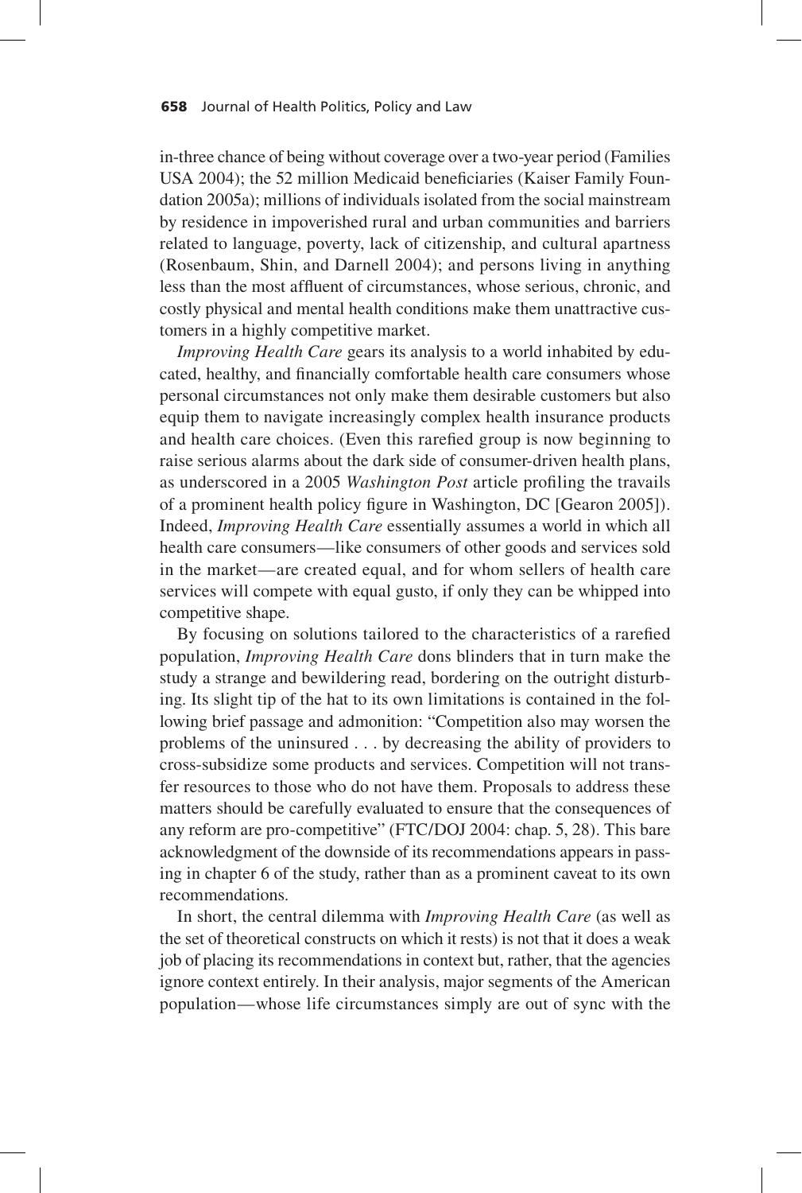in-three chance of being without coverage over a two-year period (Families USA 2004); the 52 million Medicaid beneficiaries (Kaiser Family Foundation 2005a); millions of individuals isolated from the social mainstream by residence in impoverished rural and urban communities and barriers related to language, poverty, lack of citizenship, and cultural apartness (Rosenbaum, Shin, and Darnell 2004); and persons living in anything less than the most affluent of circumstances, whose serious, chronic, and costly physical and mental health conditions make them unattractive customers in a highly competitive market.

*Improving Health Care* gears its analysis to a world inhabited by educated, healthy, and financially comfortable health care consumers whose personal circumstances not only make them desirable customers but also equip them to navigate increasingly complex health insurance products and health care choices. (Even this rarefied group is now beginning to raise serious alarms about the dark side of consumer-driven health plans, as underscored in a 2005 *Washington Post* article profiling the travails of a prominent health policy figure in Washington, DC [Gearon 2005]). Indeed, *Improving Health Care* essentially assumes a world in which all health care consumers—like consumers of other goods and services sold in the market—are created equal, and for whom sellers of health care services will compete with equal gusto, if only they can be whipped into competitive shape.

By focusing on solutions tailored to the characteristics of a rarefied population, *Improving Health Care* dons blinders that in turn make the study a strange and bewildering read, bordering on the outright disturbing. Its slight tip of the hat to its own limitations is contained in the following brief passage and admonition: "Competition also may worsen the problems of the uninsured . . . by decreasing the ability of providers to cross-subsidize some products and services. Competition will not transfer resources to those who do not have them. Proposals to address these matters should be carefully evaluated to ensure that the consequences of any reform are pro-competitive" (FTC/DOJ 2004: chap. 5, 28). This bare acknowledgment of the downside of its recommendations appears in passing in chapter 6 of the study, rather than as a prominent caveat to its own recommendations.

In short, the central dilemma with *Improving Health Care* (as well as the set of theoretical constructs on which it rests) is not that it does a weak job of placing its recommendations in context but, rather, that the agencies ignore context entirely. In their analysis, major segments of the American population—whose life circumstances simply are out of sync with the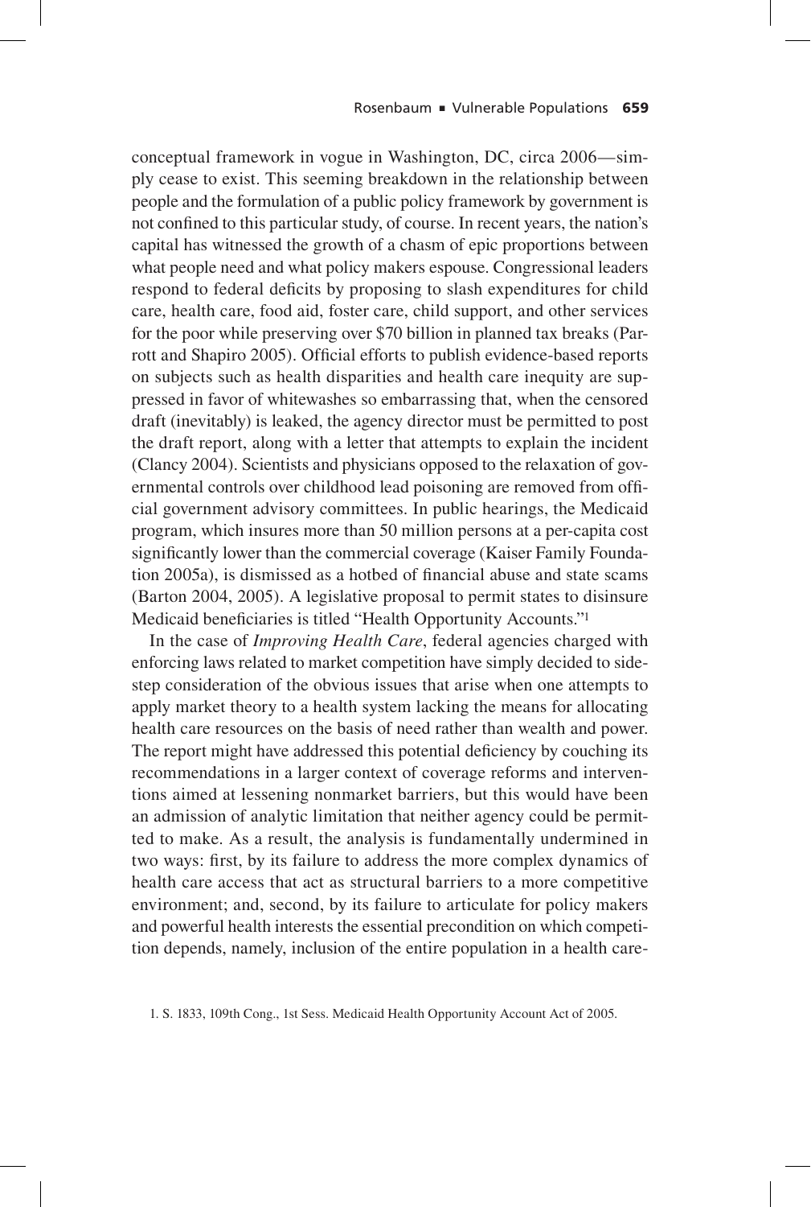conceptual framework in vogue in Washington, DC, circa 2006—simply cease to exist. This seeming breakdown in the relationship between people and the formulation of a public policy framework by government is not confined to this particular study, of course. In recent years, the nation's capital has witnessed the growth of a chasm of epic proportions between what people need and what policy makers espouse. Congressional leaders respond to federal deficits by proposing to slash expenditures for child care, health care, food aid, foster care, child support, and other services for the poor while preserving over $70 billion in planned tax breaks (Parrott and Shapiro 2005). Official efforts to publish evidence-based reports on subjects such as health disparities and health care inequity are suppressed in favor of whitewashes so embarrassing that, when the censored draft (inevitably) is leaked, the agency director must be permitted to post the draft report, along with a letter that attempts to explain the incident (Clancy 2004). Scientists and physicians opposed to the relaxation of governmental controls over childhood lead poisoning are removed from official government advisory committees. In public hearings, the Medicaid program, which insures more than 50 million persons at a per-capita cost significantly lower than the commercial coverage (Kaiser Family Foundation 2005a), is dismissed as a hotbed of financial abuse and state scams (Barton 2004, 2005). A legislative proposal to permit states to disinsure Medicaid beneficiaries is titled "Health Opportunity Accounts."[1]

In the case of *Improving Health Care*, federal agencies charged with enforcing laws related to market competition have simply decided to sidestep consideration of the obvious issues that arise when one attempts to apply market theory to a health system lacking the means for allocating health care resources on the basis of need rather than wealth and power. The report might have addressed this potential deficiency by couching its recommendations in a larger context of coverage reforms and interventions aimed at lessening nonmarket barriers, but this would have been an admission of analytic limitation that neither agency could be permitted to make. As a result, the analysis is fundamentally undermined in two ways: first, by its failure to address the more complex dynamics of health care access that act as structural barriers to a more competitive environment; and, second, by its failure to articulate for policy makers and powerful health interests the essential precondition on which competition depends, namely, inclusion of the entire population in a health care-

1. S. 1833, 109th Cong., 1st Sess. Medicaid Health Opportunity Account Act of 2005.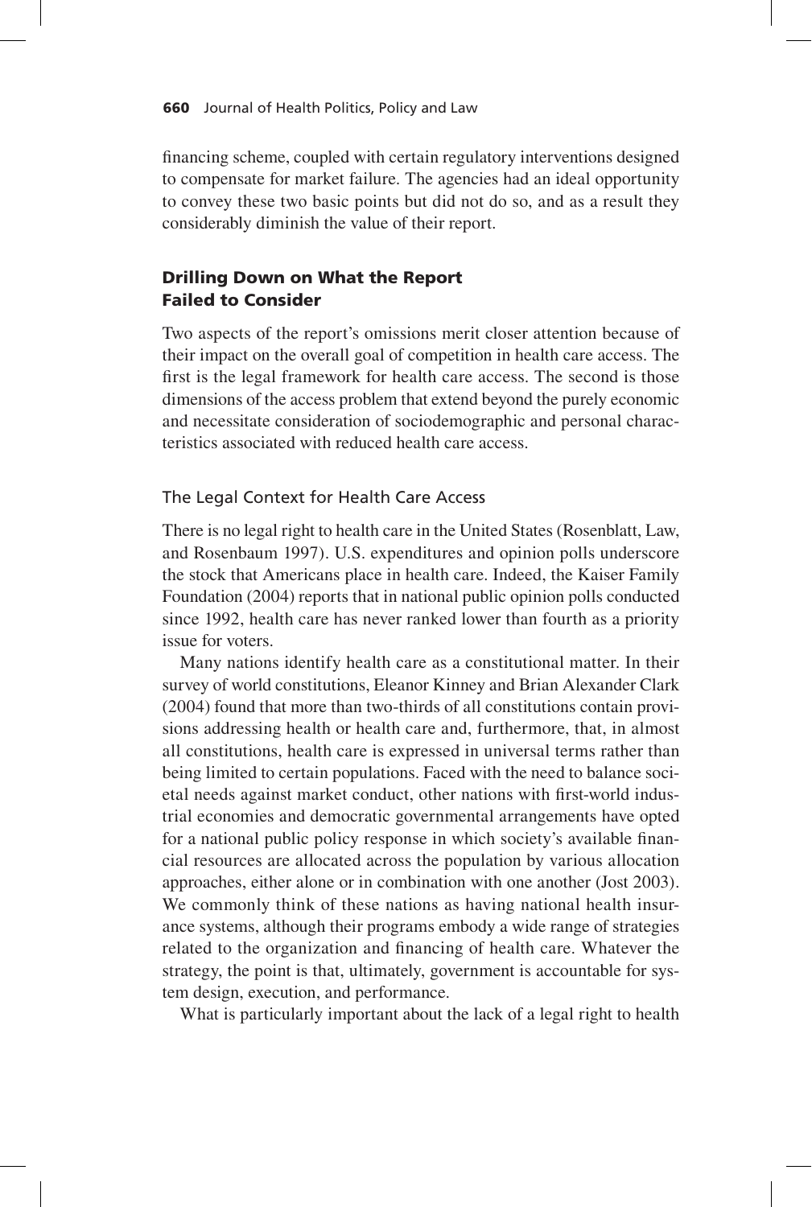financing scheme, coupled with certain regulatory interventions designed to compensate for market failure. The agencies had an ideal opportunity to convey these two basic points but did not do so, and as a result they considerably diminish the value of their report.

## Drilling Down on What the Report Failed to Consider

Two aspects of the report's omissions merit closer attention because of their impact on the overall goal of competition in health care access. The first is the legal framework for health care access. The second is those dimensions of the access problem that extend beyond the purely economic and necessitate consideration of sociodemographic and personal characteristics associated with reduced health care access.

### The Legal Context for Health Care Access

There is no legal right to health care in the United States (Rosenblatt, Law, and Rosenbaum 1997). U.S. expenditures and opinion polls underscore the stock that Americans place in health care. Indeed, the Kaiser Family Foundation (2004) reports that in national public opinion polls conducted since 1992, health care has never ranked lower than fourth as a priority issue for voters.

Many nations identify health care as a constitutional matter. In their survey of world constitutions, Eleanor Kinney and Brian Alexander Clark (2004) found that more than two-thirds of all constitutions contain provisions addressing health or health care and, furthermore, that, in almost all constitutions, health care is expressed in universal terms rather than being limited to certain populations. Faced with the need to balance societal needs against market conduct, other nations with first-world industrial economies and democratic governmental arrangements have opted for a national public policy response in which society's available financial resources are allocated across the population by various allocation approaches, either alone or in combination with one another (Jost 2003). We commonly think of these nations as having national health insurance systems, although their programs embody a wide range of strategies related to the organization and financing of health care. Whatever the strategy, the point is that, ultimately, government is accountable for system design, execution, and performance.

What is particularly important about the lack of a legal right to health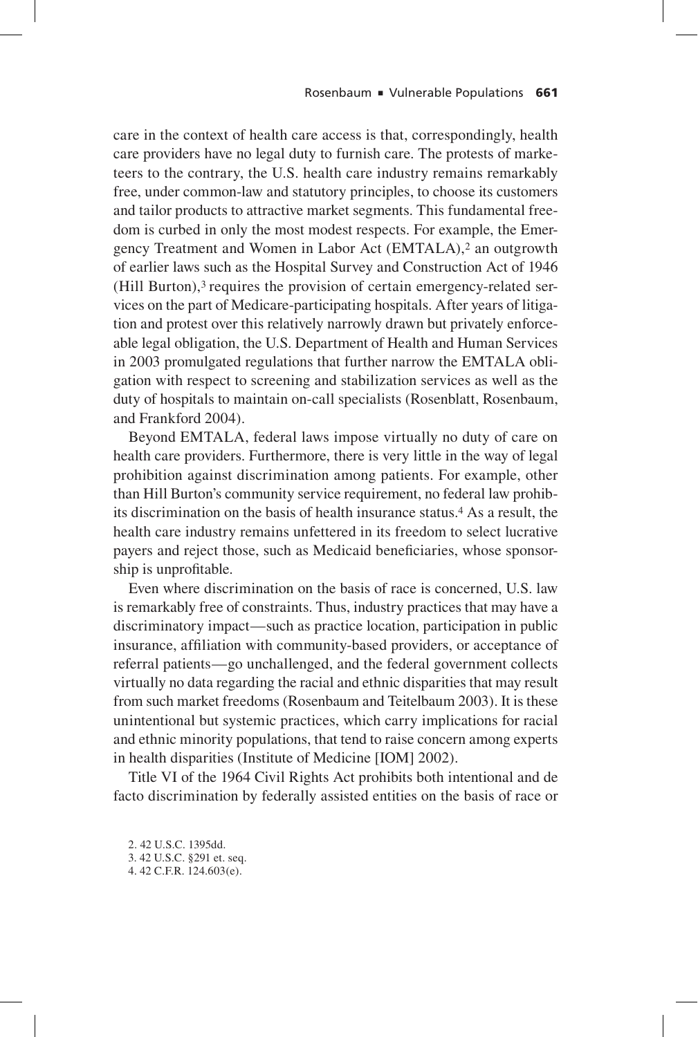care in the context of health care access is that, correspondingly, health care providers have no legal duty to furnish care. The protests of marketeers to the contrary, the U.S. health care industry remains remarkably free, under common-law and statutory principles, to choose its customers and tailor products to attractive market segments. This fundamental freedom is curbed in only the most modest respects. For example, the Emergency Treatment and Women in Labor Act (EMTALA),[2] an outgrowth of earlier laws such as the Hospital Survey and Construction Act of 1946 (Hill Burton),[3] requires the provision of certain emergency-related services on the part of Medicare-participating hospitals. After years of litigation and protest over this relatively narrowly drawn but privately enforceable legal obligation, the U.S. Department of Health and Human Services in 2003 promulgated regulations that further narrow the EMTALA obligation with respect to screening and stabilization services as well as the duty of hospitals to maintain on-call specialists (Rosenblatt, Rosenbaum, and Frankford 2004).

Beyond EMTALA, federal laws impose virtually no duty of care on health care providers. Furthermore, there is very little in the way of legal prohibition against discrimination among patients. For example, other than Hill Burton's community service requirement, no federal law prohibits discrimination on the basis of health insurance status.[4] As a result, the health care industry remains unfettered in its freedom to select lucrative payers and reject those, such as Medicaid beneficiaries, whose sponsorship is unprofitable.

Even where discrimination on the basis of race is concerned, U.S. law is remarkably free of constraints. Thus, industry practices that may have a discriminatory impact—such as practice location, participation in public insurance, affiliation with community-based providers, or acceptance of referral patients—go unchallenged, and the federal government collects virtually no data regarding the racial and ethnic disparities that may result from such market freedoms (Rosenbaum and Teitelbaum 2003). It is these unintentional but systemic practices, which carry implications for racial and ethnic minority populations, that tend to raise concern among experts in health disparities (Institute of Medicine [IOM] 2002).

Title VI of the 1964 Civil Rights Act prohibits both intentional and de facto discrimination by federally assisted entities on the basis of race or

2. 42 U.S.C. 1395dd.
3. 42 U.S.C. §291 et. seq.
4. 42 C.F.R. 124.603(e).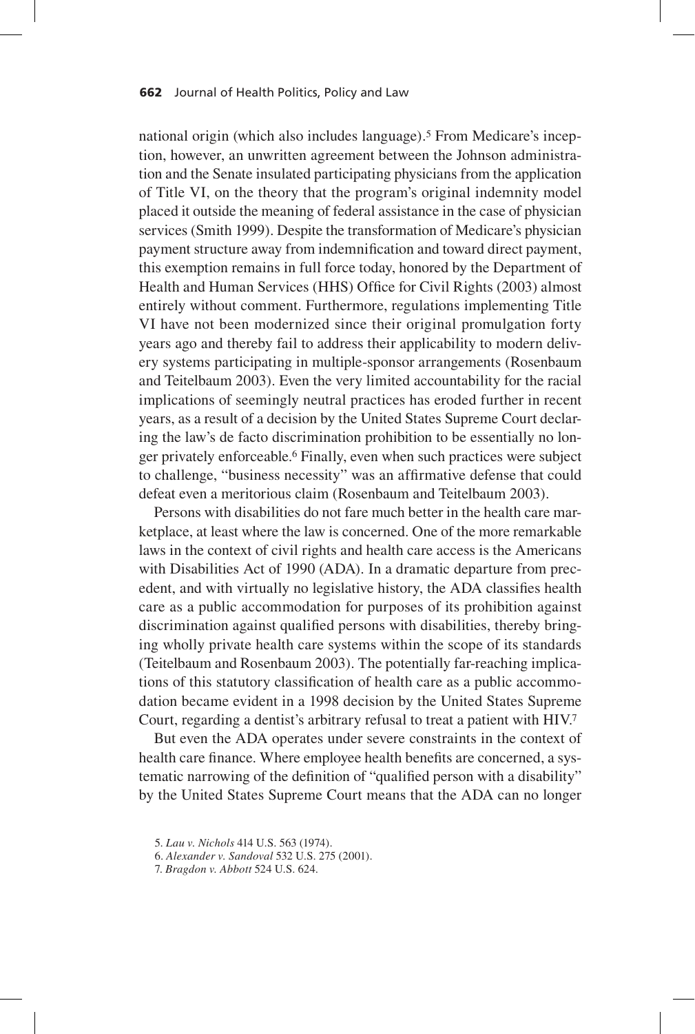national origin (which also includes language).[5] From Medicare's inception, however, an unwritten agreement between the Johnson administration and the Senate insulated participating physicians from the application of Title VI, on the theory that the program's original indemnity model placed it outside the meaning of federal assistance in the case of physician services (Smith 1999). Despite the transformation of Medicare's physician payment structure away from indemnification and toward direct payment, this exemption remains in full force today, honored by the Department of Health and Human Services (HHS) Office for Civil Rights (2003) almost entirely without comment. Furthermore, regulations implementing Title VI have not been modernized since their original promulgation forty years ago and thereby fail to address their applicability to modern delivery systems participating in multiple-sponsor arrangements (Rosenbaum and Teitelbaum 2003). Even the very limited accountability for the racial implications of seemingly neutral practices has eroded further in recent years, as a result of a decision by the United States Supreme Court declaring the law's de facto discrimination prohibition to be essentially no longer privately enforceable.[6] Finally, even when such practices were subject to challenge, "business necessity" was an affirmative defense that could defeat even a meritorious claim (Rosenbaum and Teitelbaum 2003).

Persons with disabilities do not fare much better in the health care marketplace, at least where the law is concerned. One of the more remarkable laws in the context of civil rights and health care access is the Americans with Disabilities Act of 1990 (ADA). In a dramatic departure from precedent, and with virtually no legislative history, the ADA classifies health care as a public accommodation for purposes of its prohibition against discrimination against qualified persons with disabilities, thereby bringing wholly private health care systems within the scope of its standards (Teitelbaum and Rosenbaum 2003). The potentially far-reaching implications of this statutory classification of health care as a public accommodation became evident in a 1998 decision by the United States Supreme Court, regarding a dentist's arbitrary refusal to treat a patient with HIV.[7]

But even the ADA operates under severe constraints in the context of health care finance. Where employee health benefits are concerned, a systematic narrowing of the definition of "qualified person with a disability" by the United States Supreme Court means that the ADA can no longer

5. *Lau v. Nichols* 414 U.S. 563 (1974).

6. *Alexander v. Sandoval* 532 U.S. 275 (2001).

7. *Bragdon v. Abbott* 524 U.S. 624.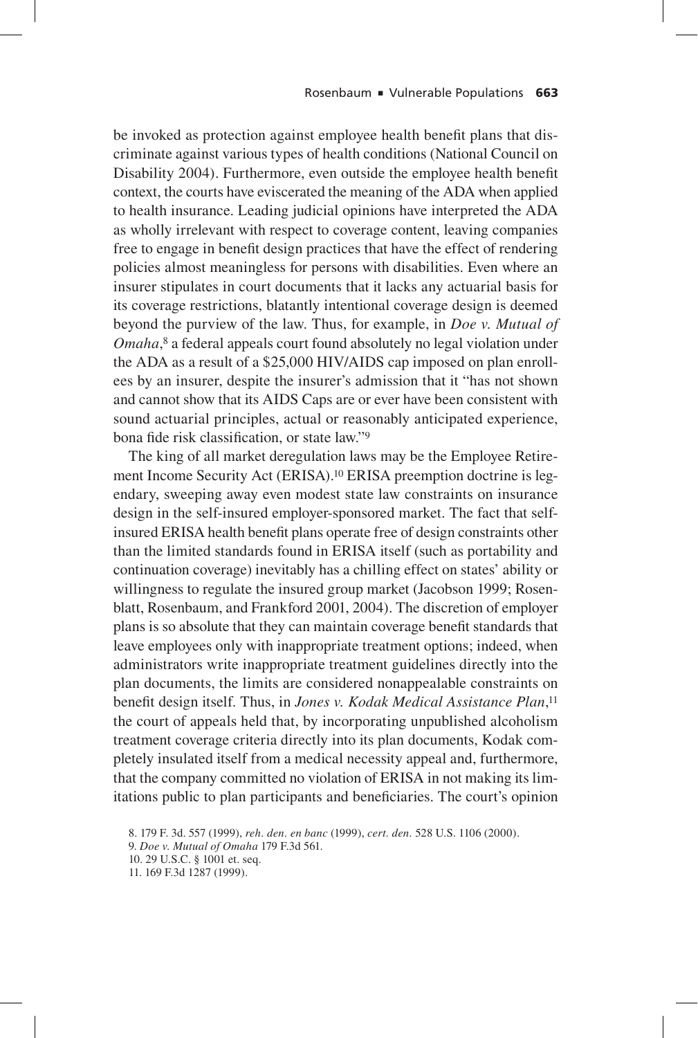be invoked as protection against employee health benefit plans that discriminate against various types of health conditions (National Council on Disability 2004). Furthermore, even outside the employee health benefit context, the courts have eviscerated the meaning of the ADA when applied to health insurance. Leading judicial opinions have interpreted the ADA as wholly irrelevant with respect to coverage content, leaving companies free to engage in benefit design practices that have the effect of rendering policies almost meaningless for persons with disabilities. Even where an insurer stipulates in court documents that it lacks any actuarial basis for its coverage restrictions, blatantly intentional coverage design is deemed beyond the purview of the law. Thus, for example, in *Doe v. Mutual of Omaha*,[8] a federal appeals court found absolutely no legal violation under the ADA as a result of a $25,000 HIV/AIDS cap imposed on plan enrollees by an insurer, despite the insurer's admission that it "has not shown and cannot show that its AIDS Caps are or ever have been consistent with sound actuarial principles, actual or reasonably anticipated experience, bona fide risk classification, or state law."[9]

The king of all market deregulation laws may be the Employee Retirement Income Security Act (ERISA).[10] ERISA preemption doctrine is legendary, sweeping away even modest state law constraints on insurance design in the self-insured employer-sponsored market. The fact that self-insured ERISA health benefit plans operate free of design constraints other than the limited standards found in ERISA itself (such as portability and continuation coverage) inevitably has a chilling effect on states' ability or willingness to regulate the insured group market (Jacobson 1999; Rosenblatt, Rosenbaum, and Frankford 2001, 2004). The discretion of employer plans is so absolute that they can maintain coverage benefit standards that leave employees only with inappropriate treatment options; indeed, when administrators write inappropriate treatment guidelines directly into the plan documents, the limits are considered nonappealable constraints on benefit design itself. Thus, in *Jones v. Kodak Medical Assistance Plan*,[11] the court of appeals held that, by incorporating unpublished alcoholism treatment coverage criteria directly into its plan documents, Kodak completely insulated itself from a medical necessity appeal and, furthermore, that the company committed no violation of ERISA in not making its limitations public to plan participants and beneficiaries. The court's opinion

8. 179 F. 3d. 557 (1999), *reh. den. en banc* (1999), *cert. den.* 528 U.S. 1106 (2000).

9. *Doe v. Mutual of Omaha* 179 F.3d 561.

10. 29 U.S.C. § 1001 et. seq.

11. 169 F.3d 1287 (1999).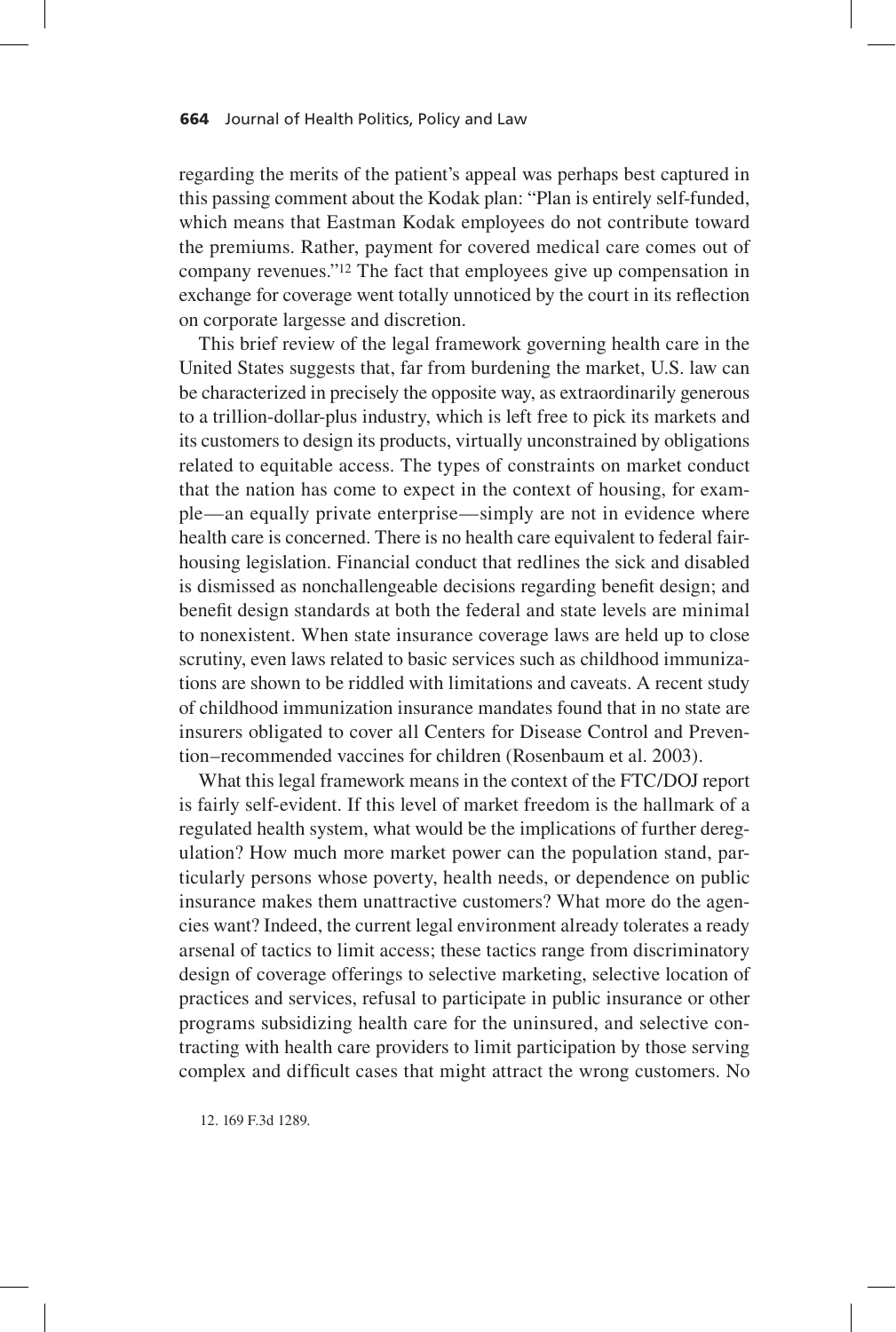regarding the merits of the patient's appeal was perhaps best captured in this passing comment about the Kodak plan: "Plan is entirely self-funded, which means that Eastman Kodak employees do not contribute toward the premiums. Rather, payment for covered medical care comes out of company revenues."[12] The fact that employees give up compensation in exchange for coverage went totally unnoticed by the court in its reflection on corporate largesse and discretion.

This brief review of the legal framework governing health care in the United States suggests that, far from burdening the market, U.S. law can be characterized in precisely the opposite way, as extraordinarily generous to a trillion-dollar-plus industry, which is left free to pick its markets and its customers to design its products, virtually unconstrained by obligations related to equitable access. The types of constraints on market conduct that the nation has come to expect in the context of housing, for example—an equally private enterprise—simply are not in evidence where health care is concerned. There is no health care equivalent to federal fair-housing legislation. Financial conduct that redlines the sick and disabled is dismissed as nonchallengeable decisions regarding benefit design; and benefit design standards at both the federal and state levels are minimal to nonexistent. When state insurance coverage laws are held up to close scrutiny, even laws related to basic services such as childhood immunizations are shown to be riddled with limitations and caveats. A recent study of childhood immunization insurance mandates found that in no state are insurers obligated to cover all Centers for Disease Control and Prevention–recommended vaccines for children (Rosenbaum et al. 2003).

What this legal framework means in the context of the FTC/DOJ report is fairly self-evident. If this level of market freedom is the hallmark of a regulated health system, what would be the implications of further deregulation? How much more market power can the population stand, particularly persons whose poverty, health needs, or dependence on public insurance makes them unattractive customers? What more do the agencies want? Indeed, the current legal environment already tolerates a ready arsenal of tactics to limit access; these tactics range from discriminatory design of coverage offerings to selective marketing, selective location of practices and services, refusal to participate in public insurance or other programs subsidizing health care for the uninsured, and selective contracting with health care providers to limit participation by those serving complex and difficult cases that might attract the wrong customers. No

12. 169 F.3d 1289.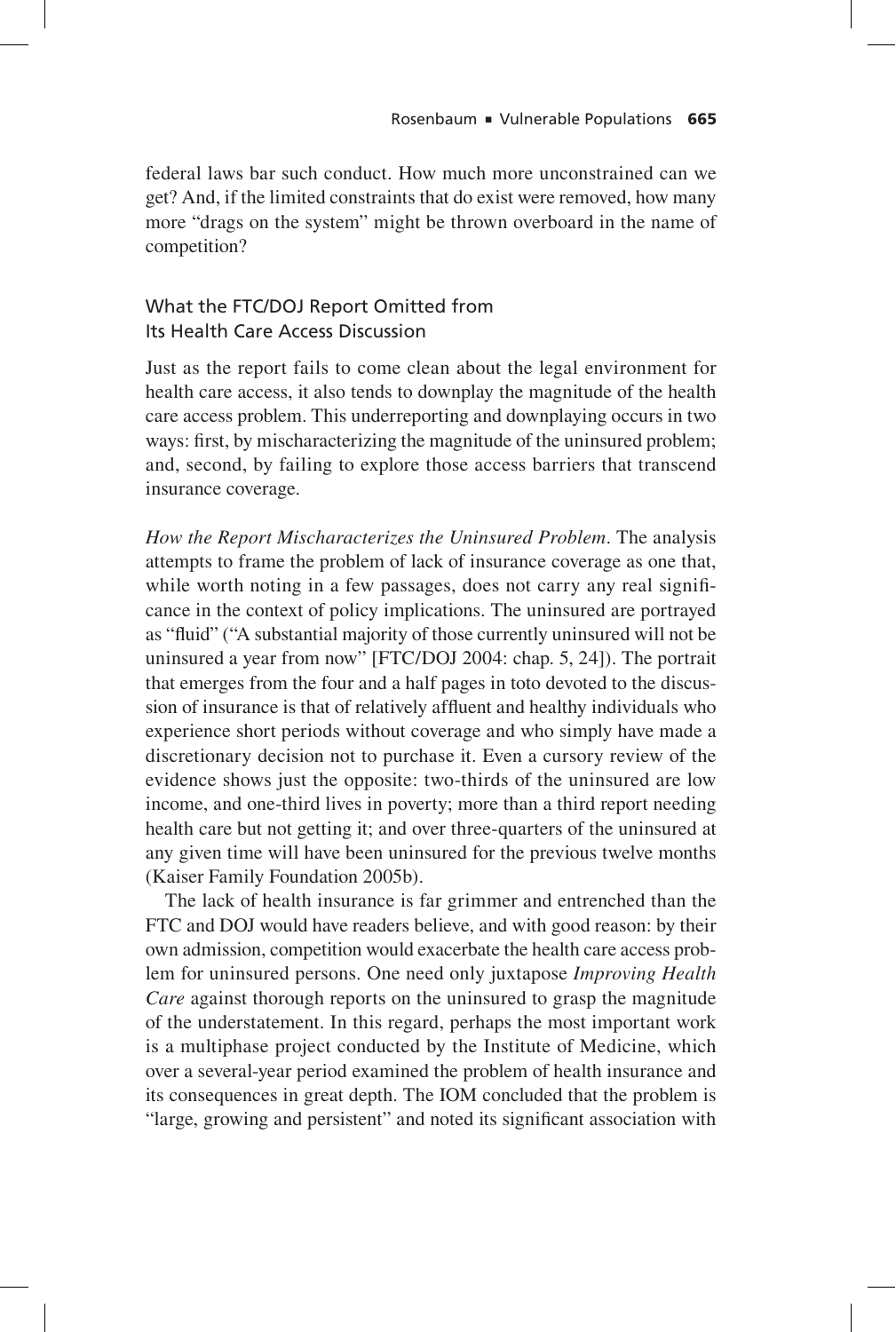federal laws bar such conduct. How much more unconstrained can we get? And, if the limited constraints that do exist were removed, how many more "drags on the system" might be thrown overboard in the name of competition?

### What the FTC/DOJ Report Omitted from Its Health Care Access Discussion

Just as the report fails to come clean about the legal environment for health care access, it also tends to downplay the magnitude of the health care access problem. This underreporting and downplaying occurs in two ways: first, by mischaracterizing the magnitude of the uninsured problem; and, second, by failing to explore those access barriers that transcend insurance coverage.

*How the Report Mischaracterizes the Uninsured Problem*. The analysis attempts to frame the problem of lack of insurance coverage as one that, while worth noting in a few passages, does not carry any real significance in the context of policy implications. The uninsured are portrayed as "fluid" ("A substantial majority of those currently uninsured will not be uninsured a year from now" [FTC/DOJ 2004: chap. 5, 24]). The portrait that emerges from the four and a half pages in toto devoted to the discussion of insurance is that of relatively affluent and healthy individuals who experience short periods without coverage and who simply have made a discretionary decision not to purchase it. Even a cursory review of the evidence shows just the opposite: two-thirds of the uninsured are low income, and one-third lives in poverty; more than a third report needing health care but not getting it; and over three-quarters of the uninsured at any given time will have been uninsured for the previous twelve months (Kaiser Family Foundation 2005b).

The lack of health insurance is far grimmer and entrenched than the FTC and DOJ would have readers believe, and with good reason: by their own admission, competition would exacerbate the health care access problem for uninsured persons. One need only juxtapose *Improving Health Care* against thorough reports on the uninsured to grasp the magnitude of the understatement. In this regard, perhaps the most important work is a multiphase project conducted by the Institute of Medicine, which over a several-year period examined the problem of health insurance and its consequences in great depth. The IOM concluded that the problem is "large, growing and persistent" and noted its significant association with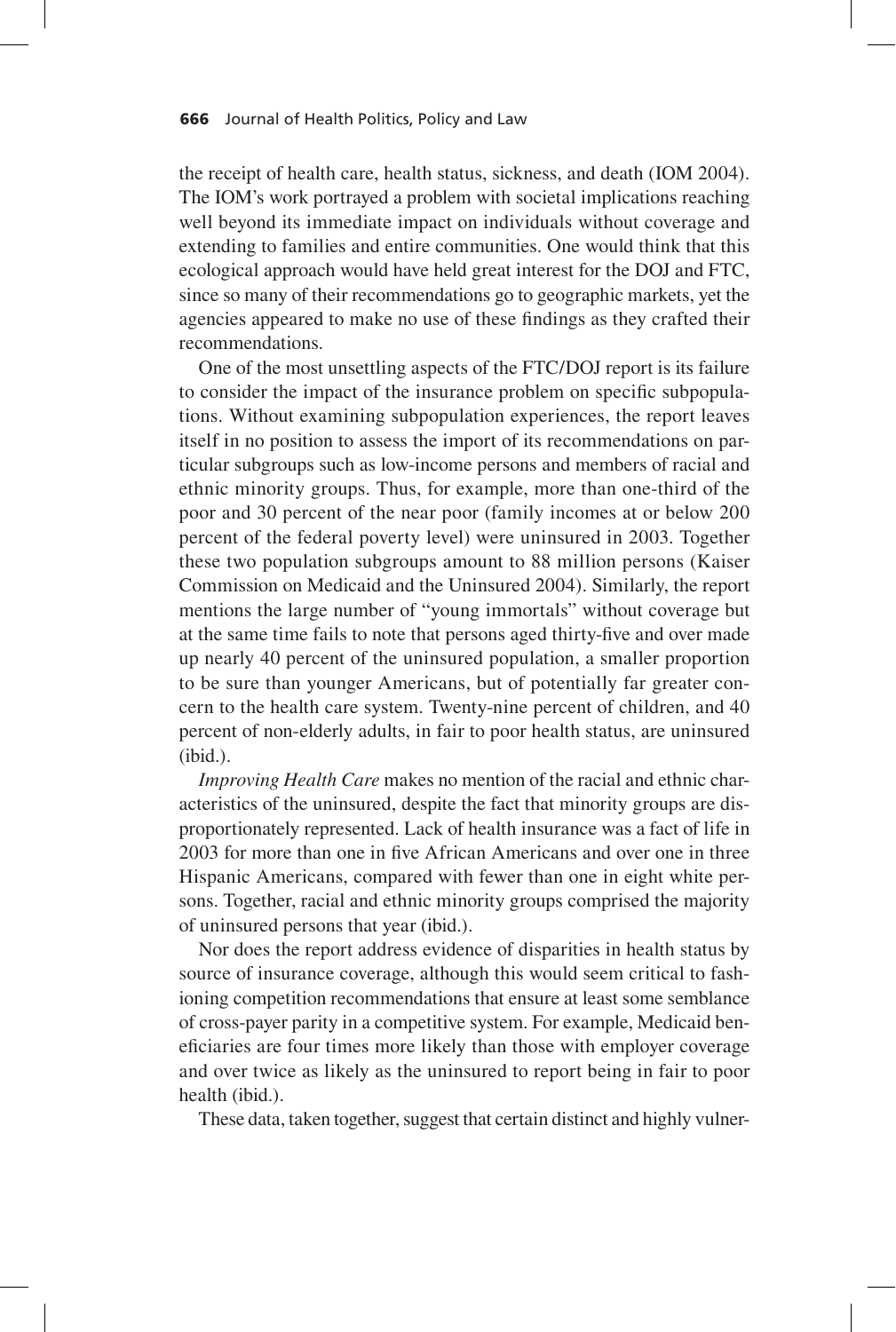the receipt of health care, health status, sickness, and death (IOM 2004). The IOM's work portrayed a problem with societal implications reaching well beyond its immediate impact on individuals without coverage and extending to families and entire communities. One would think that this ecological approach would have held great interest for the DOJ and FTC, since so many of their recommendations go to geographic markets, yet the agencies appeared to make no use of these findings as they crafted their recommendations.

One of the most unsettling aspects of the FTC/DOJ report is its failure to consider the impact of the insurance problem on specific subpopulations. Without examining subpopulation experiences, the report leaves itself in no position to assess the import of its recommendations on particular subgroups such as low-income persons and members of racial and ethnic minority groups. Thus, for example, more than one-third of the poor and 30 percent of the near poor (family incomes at or below 200 percent of the federal poverty level) were uninsured in 2003. Together these two population subgroups amount to 88 million persons (Kaiser Commission on Medicaid and the Uninsured 2004). Similarly, the report mentions the large number of "young immortals" without coverage but at the same time fails to note that persons aged thirty-five and over made up nearly 40 percent of the uninsured population, a smaller proportion to be sure than younger Americans, but of potentially far greater concern to the health care system. Twenty-nine percent of children, and 40 percent of non-elderly adults, in fair to poor health status, are uninsured (ibid.).

*Improving Health Care* makes no mention of the racial and ethnic characteristics of the uninsured, despite the fact that minority groups are disproportionately represented. Lack of health insurance was a fact of life in 2003 for more than one in five African Americans and over one in three Hispanic Americans, compared with fewer than one in eight white persons. Together, racial and ethnic minority groups comprised the majority of uninsured persons that year (ibid.).

Nor does the report address evidence of disparities in health status by source of insurance coverage, although this would seem critical to fashioning competition recommendations that ensure at least some semblance of cross-payer parity in a competitive system. For example, Medicaid beneficiaries are four times more likely than those with employer coverage and over twice as likely as the uninsured to report being in fair to poor health (ibid.).

These data, taken together, suggest that certain distinct and highly vulner-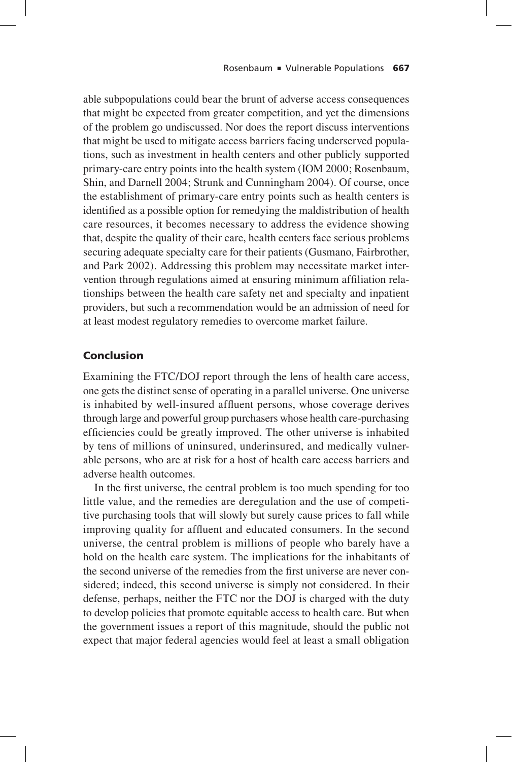able subpopulations could bear the brunt of adverse access consequences that might be expected from greater competition, and yet the dimensions of the problem go undiscussed. Nor does the report discuss interventions that might be used to mitigate access barriers facing underserved populations, such as investment in health centers and other publicly supported primary-care entry points into the health system (IOM 2000; Rosenbaum, Shin, and Darnell 2004; Strunk and Cunningham 2004). Of course, once the establishment of primary-care entry points such as health centers is identified as a possible option for remedying the maldistribution of health care resources, it becomes necessary to address the evidence showing that, despite the quality of their care, health centers face serious problems securing adequate specialty care for their patients (Gusmano, Fairbrother, and Park 2002). Addressing this problem may necessitate market intervention through regulations aimed at ensuring minimum affiliation relationships between the health care safety net and specialty and inpatient providers, but such a recommendation would be an admission of need for at least modest regulatory remedies to overcome market failure.

## Conclusion

Examining the FTC/DOJ report through the lens of health care access, one gets the distinct sense of operating in a parallel universe. One universe is inhabited by well-insured affluent persons, whose coverage derives through large and powerful group purchasers whose health care-purchasing efficiencies could be greatly improved. The other universe is inhabited by tens of millions of uninsured, underinsured, and medically vulnerable persons, who are at risk for a host of health care access barriers and adverse health outcomes.

In the first universe, the central problem is too much spending for too little value, and the remedies are deregulation and the use of competitive purchasing tools that will slowly but surely cause prices to fall while improving quality for affluent and educated consumers. In the second universe, the central problem is millions of people who barely have a hold on the health care system. The implications for the inhabitants of the second universe of the remedies from the first universe are never considered; indeed, this second universe is simply not considered. In their defense, perhaps, neither the FTC nor the DOJ is charged with the duty to develop policies that promote equitable access to health care. But when the government issues a report of this magnitude, should the public not expect that major federal agencies would feel at least a small obligation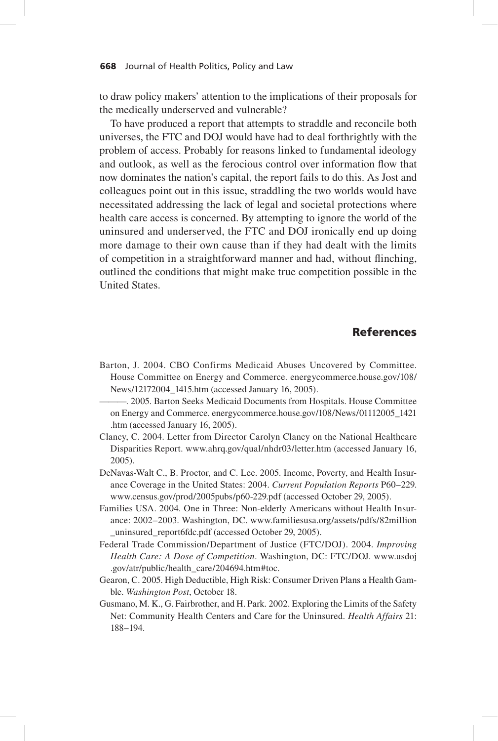to draw policy makers' attention to the implications of their proposals for the medically underserved and vulnerable?

To have produced a report that attempts to straddle and reconcile both universes, the FTC and DOJ would have had to deal forthrightly with the problem of access. Probably for reasons linked to fundamental ideology and outlook, as well as the ferocious control over information flow that now dominates the nation's capital, the report fails to do this. As Jost and colleagues point out in this issue, straddling the two worlds would have necessitated addressing the lack of legal and societal protections where health care access is concerned. By attempting to ignore the world of the uninsured and underserved, the FTC and DOJ ironically end up doing more damage to their own cause than if they had dealt with the limits of competition in a straightforward manner and had, without flinching, outlined the conditions that might make true competition possible in the United States.

## References

Barton, J. 2004. CBO Confirms Medicaid Abuses Uncovered by Committee. House Committee on Energy and Commerce. energycommerce.house.gov/108/News/12172004_1415.htm (accessed January 16, 2005).

———. 2005. Barton Seeks Medicaid Documents from Hospitals. House Committee on Energy and Commerce. energycommerce.house.gov/108/News/01112005_1421.htm (accessed January 16, 2005).

Clancy, C. 2004. Letter from Director Carolyn Clancy on the National Healthcare Disparities Report. www.ahrq.gov/qual/nhdr03/letter.htm (accessed January 16, 2005).

DeNavas-Walt C., B. Proctor, and C. Lee. 2005. Income, Poverty, and Health Insurance Coverage in the United States: 2004. *Current Population Reports* P60–229. www.census.gov/prod/2005pubs/p60-229.pdf (accessed October 29, 2005).

Families USA. 2004. One in Three: Non-elderly Americans without Health Insurance: 2002–2003. Washington, DC. www.familiesusa.org/assets/pdfs/82million_uninsured_report6fdc.pdf (accessed October 29, 2005).

Federal Trade Commission/Department of Justice (FTC/DOJ). 2004. *Improving Health Care: A Dose of Competition*. Washington, DC: FTC/DOJ. www.usdoj.gov/atr/public/health_care/204694.htm#toc.

Gearon, C. 2005. High Deductible, High Risk: Consumer Driven Plans a Health Gamble. *Washington Post*, October 18.

Gusmano, M. K., G. Fairbrother, and H. Park. 2002. Exploring the Limits of the Safety Net: Community Health Centers and Care for the Uninsured. *Health Affairs* 21: 188–194.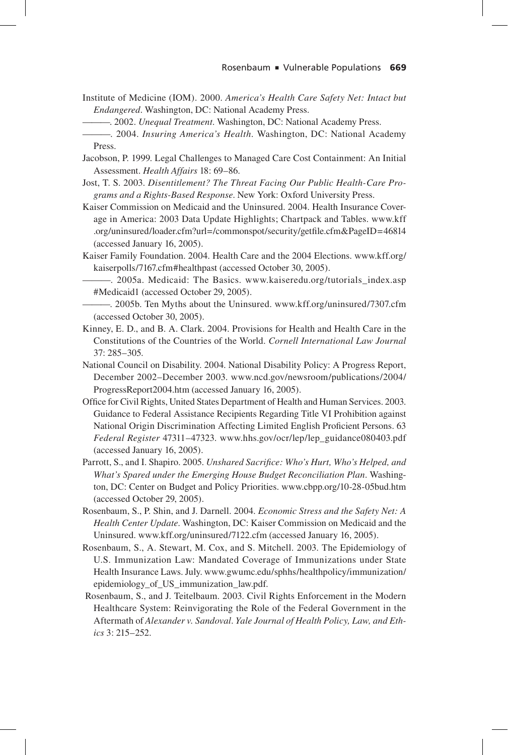Institute of Medicine (IOM). 2000. *America's Health Care Safety Net: Intact but Endangered*. Washington, DC: National Academy Press.

———. 2002. *Unequal Treatment*. Washington, DC: National Academy Press.

———. 2004. *Insuring America's Health*. Washington, DC: National Academy Press.

Jacobson, P. 1999. Legal Challenges to Managed Care Cost Containment: An Initial Assessment. *Health Affairs* 18: 69–86.

Jost, T. S. 2003. *Disentitlement? The Threat Facing Our Public Health-Care Programs and a Rights-Based Response*. New York: Oxford University Press.

Kaiser Commission on Medicaid and the Uninsured. 2004. Health Insurance Coverage in America: 2003 Data Update Highlights; Chartpack and Tables. www.kff.org/uninsured/loader.cfm?url=/commonspot/security/getfile.cfm&PageID=46814 (accessed January 16, 2005).

Kaiser Family Foundation. 2004. Health Care and the 2004 Elections. www.kff.org/kaiserpolls/7167.cfm#healthpast (accessed October 30, 2005).

———. 2005a. Medicaid: The Basics. www.kaiseredu.org/tutorials_index.asp#Medicaid1 (accessed October 29, 2005).

———. 2005b. Ten Myths about the Uninsured. www.kff.org/uninsured/7307.cfm (accessed October 30, 2005).

Kinney, E. D., and B. A. Clark. 2004. Provisions for Health and Health Care in the Constitutions of the Countries of the World. *Cornell International Law Journal* 37: 285–305.

National Council on Disability. 2004. National Disability Policy: A Progress Report, December 2002–December 2003. www.ncd.gov/newsroom/publications/2004/ProgressReport2004.htm (accessed January 16, 2005).

Office for Civil Rights, United States Department of Health and Human Services. 2003. Guidance to Federal Assistance Recipients Regarding Title VI Prohibition against National Origin Discrimination Affecting Limited English Proficient Persons. 63 *Federal Register* 47311–47323. www.hhs.gov/ocr/lep/lep_guidance080403.pdf (accessed January 16, 2005).

Parrott, S., and I. Shapiro. 2005. *Unshared Sacrifice: Who's Hurt, Who's Helped, and What's Spared under the Emerging House Budget Reconciliation Plan*. Washington, DC: Center on Budget and Policy Priorities. www.cbpp.org/10-28-05bud.htm (accessed October 29, 2005).

Rosenbaum, S., P. Shin, and J. Darnell. 2004. *Economic Stress and the Safety Net: A Health Center Update*. Washington, DC: Kaiser Commission on Medicaid and the Uninsured. www.kff.org/uninsured/7122.cfm (accessed January 16, 2005).

Rosenbaum, S., A. Stewart, M. Cox, and S. Mitchell. 2003. The Epidemiology of U.S. Immunization Law: Mandated Coverage of Immunizations under State Health Insurance Laws. July. www.gwumc.edu/sphhs/healthpolicy/immunization/epidemiology_of_US_immunization_law.pdf.

Rosenbaum, S., and J. Teitelbaum. 2003. Civil Rights Enforcement in the Modern Healthcare System: Reinvigorating the Role of the Federal Government in the Aftermath of *Alexander v. Sandoval*. *Yale Journal of Health Policy, Law, and Ethics* 3: 215–252.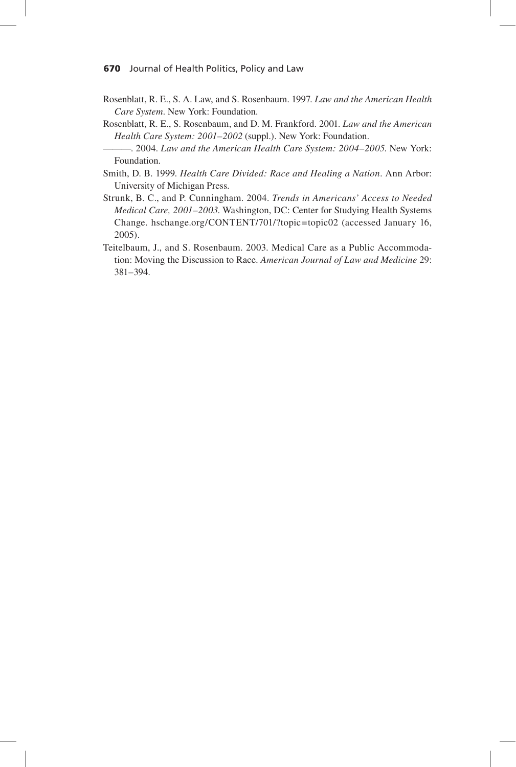Rosenblatt, R. E., S. A. Law, and S. Rosenbaum. 1997. *Law and the American Health Care System*. New York: Foundation.

Rosenblatt, R. E., S. Rosenbaum, and D. M. Frankford. 2001. *Law and the American Health Care System: 2001–2002* (suppl.). New York: Foundation.

———. 2004. *Law and the American Health Care System: 2004–2005*. New York: Foundation.

Smith, D. B. 1999. *Health Care Divided: Race and Healing a Nation*. Ann Arbor: University of Michigan Press.

Strunk, B. C., and P. Cunningham. 2004. *Trends in Americans' Access to Needed Medical Care, 2001–2003*. Washington, DC: Center for Studying Health Systems Change. hschange.org/CONTENT/701/?topic=topic02 (accessed January 16, 2005).

Teitelbaum, J., and S. Rosenbaum. 2003. Medical Care as a Public Accommodation: Moving the Discussion to Race. *American Journal of Law and Medicine* 29: 381–394.